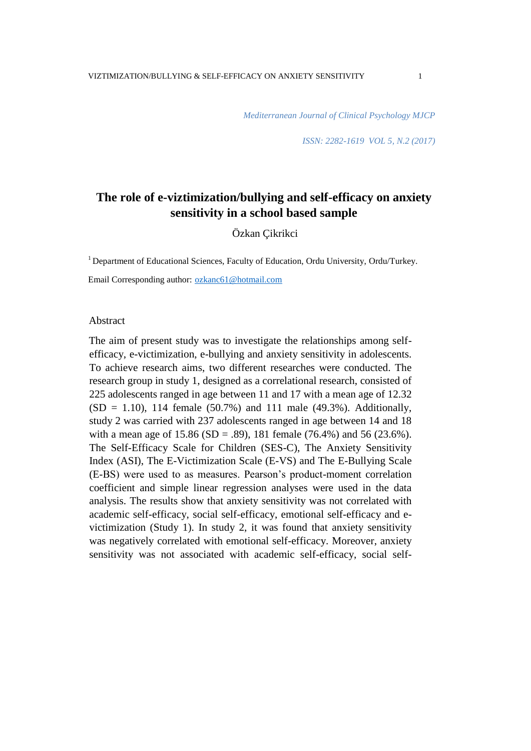*Mediterranean Journal of Clinical Psychology MJCP*

*ISSN: 2282-1619 VOL 5, N.2 (2017)*

# The role of e-viztimization/bullying and self-efficacy on anxiety sensitivity in a school based sample

Özkan Çikrikci

[1] Department of Educational Sciences, Faculty of Education, Ordu University, Ordu/Turkey.

Email Corresponding author: ozkanc61@hotmail.com

## Abstract

The aim of present study was to investigate the relationships among self-efficacy, e-victimization, e-bullying and anxiety sensitivity in adolescents. To achieve research aims, two different researches were conducted. The research group in study 1, designed as a correlational research, consisted of 225 adolescents ranged in age between 11 and 17 with a mean age of 12.32 (SD = 1.10), 114 female (50.7%) and 111 male (49.3%). Additionally, study 2 was carried with 237 adolescents ranged in age between 14 and 18 with a mean age of 15.86 (SD = .89), 181 female (76.4%) and 56 (23.6%). The Self-Efficacy Scale for Children (SES-C), The Anxiety Sensitivity Index (ASI), The E-Victimization Scale (E-VS) and The E-Bullying Scale (E-BS) were used to as measures. Pearson's product-moment correlation coefficient and simple linear regression analyses were used in the data analysis. The results show that anxiety sensitivity was not correlated with academic self-efficacy, social self-efficacy, emotional self-efficacy and e-victimization (Study 1). In study 2, it was found that anxiety sensitivity was negatively correlated with emotional self-efficacy. Moreover, anxiety sensitivity was not associated with academic self-efficacy, social self-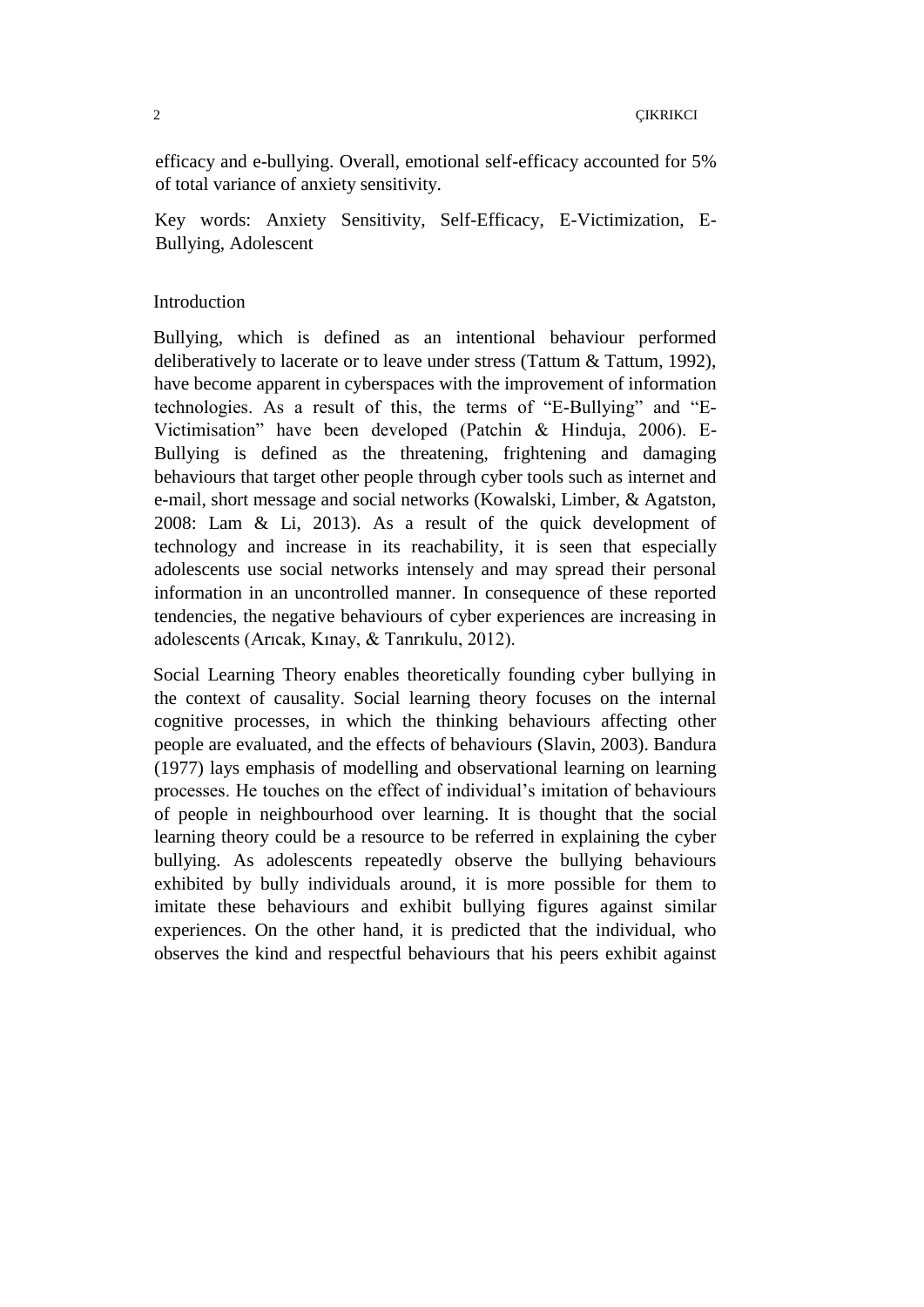efficacy and e-bullying. Overall, emotional self-efficacy accounted for 5% of total variance of anxiety sensitivity.

Key words: Anxiety Sensitivity, Self-Efficacy, E-Victimization, E-Bullying, Adolescent

## Introduction

Bullying, which is defined as an intentional behaviour performed deliberatively to lacerate or to leave under stress (Tattum & Tattum, 1992), have become apparent in cyberspaces with the improvement of information technologies. As a result of this, the terms of "E-Bullying" and "E-Victimisation" have been developed (Patchin & Hinduja, 2006). E-Bullying is defined as the threatening, frightening and damaging behaviours that target other people through cyber tools such as internet and e-mail, short message and social networks (Kowalski, Limber, & Agatston, 2008: Lam & Li, 2013). As a result of the quick development of technology and increase in its reachability, it is seen that especially adolescents use social networks intensely and may spread their personal information in an uncontrolled manner. In consequence of these reported tendencies, the negative behaviours of cyber experiences are increasing in adolescents (Arıcak, Kınay, & Tanrıkulu, 2012).

Social Learning Theory enables theoretically founding cyber bullying in the context of causality. Social learning theory focuses on the internal cognitive processes, in which the thinking behaviours affecting other people are evaluated, and the effects of behaviours (Slavin, 2003). Bandura (1977) lays emphasis of modelling and observational learning on learning processes. He touches on the effect of individual's imitation of behaviours of people in neighbourhood over learning. It is thought that the social learning theory could be a resource to be referred in explaining the cyber bullying. As adolescents repeatedly observe the bullying behaviours exhibited by bully individuals around, it is more possible for them to imitate these behaviours and exhibit bullying figures against similar experiences. On the other hand, it is predicted that the individual, who observes the kind and respectful behaviours that his peers exhibit against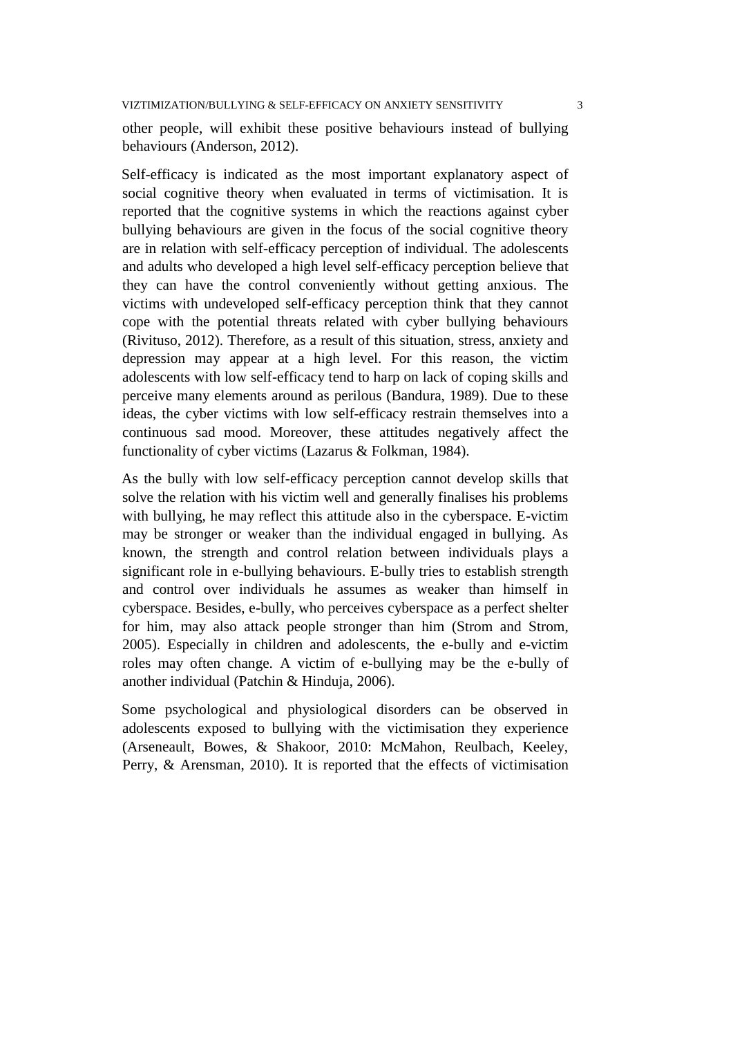other people, will exhibit these positive behaviours instead of bullying behaviours (Anderson, 2012).

Self-efficacy is indicated as the most important explanatory aspect of social cognitive theory when evaluated in terms of victimisation. It is reported that the cognitive systems in which the reactions against cyber bullying behaviours are given in the focus of the social cognitive theory are in relation with self-efficacy perception of individual. The adolescents and adults who developed a high level self-efficacy perception believe that they can have the control conveniently without getting anxious. The victims with undeveloped self-efficacy perception think that they cannot cope with the potential threats related with cyber bullying behaviours (Rivituso, 2012). Therefore, as a result of this situation, stress, anxiety and depression may appear at a high level. For this reason, the victim adolescents with low self-efficacy tend to harp on lack of coping skills and perceive many elements around as perilous (Bandura, 1989). Due to these ideas, the cyber victims with low self-efficacy restrain themselves into a continuous sad mood. Moreover, these attitudes negatively affect the functionality of cyber victims (Lazarus & Folkman, 1984).

As the bully with low self-efficacy perception cannot develop skills that solve the relation with his victim well and generally finalises his problems with bullying, he may reflect this attitude also in the cyberspace. E-victim may be stronger or weaker than the individual engaged in bullying. As known, the strength and control relation between individuals plays a significant role in e-bullying behaviours. E-bully tries to establish strength and control over individuals he assumes as weaker than himself in cyberspace. Besides, e-bully, who perceives cyberspace as a perfect shelter for him, may also attack people stronger than him (Strom and Strom, 2005). Especially in children and adolescents, the e-bully and e-victim roles may often change. A victim of e-bullying may be the e-bully of another individual (Patchin & Hinduja, 2006).

Some psychological and physiological disorders can be observed in adolescents exposed to bullying with the victimisation they experience (Arseneault, Bowes, & Shakoor, 2010: McMahon, Reulbach, Keeley, Perry, & Arensman, 2010). It is reported that the effects of victimisation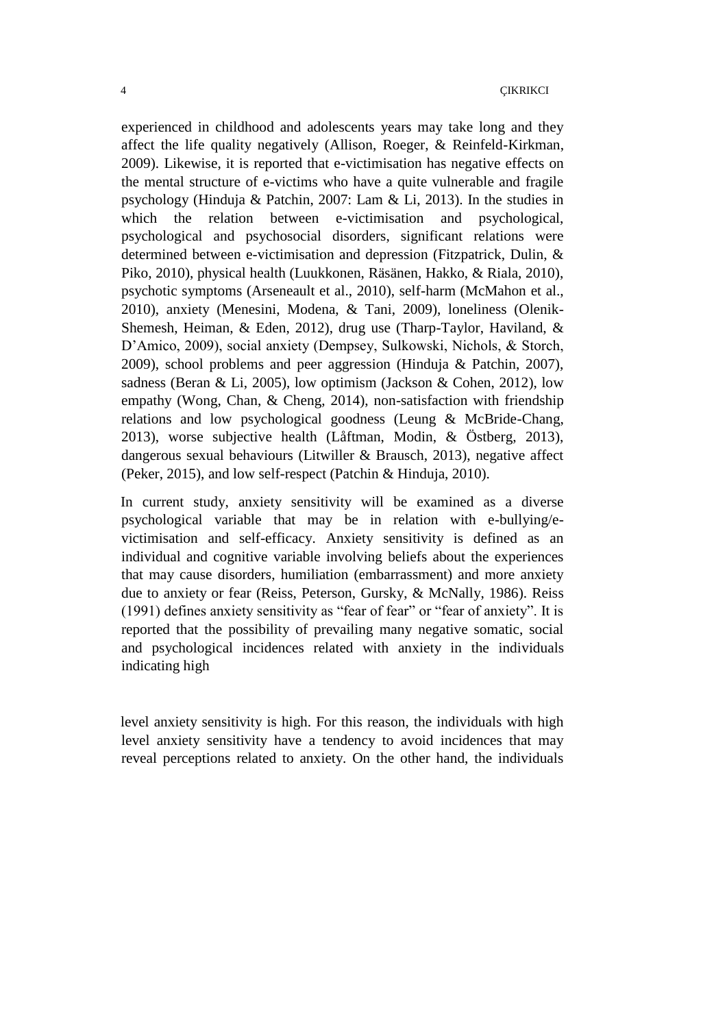experienced in childhood and adolescents years may take long and they affect the life quality negatively (Allison, Roeger, & Reinfeld-Kirkman, 2009). Likewise, it is reported that e-victimisation has negative effects on the mental structure of e-victims who have a quite vulnerable and fragile psychology (Hinduja & Patchin, 2007: Lam & Li, 2013). In the studies in which the relation between e-victimisation and psychological, psychological and psychosocial disorders, significant relations were determined between e-victimisation and depression (Fitzpatrick, Dulin, & Piko, 2010), physical health (Luukkonen, Räsänen, Hakko, & Riala, 2010), psychotic symptoms (Arseneault et al., 2010), self-harm (McMahon et al., 2010), anxiety (Menesini, Modena, & Tani, 2009), loneliness (Olenik-Shemesh, Heiman, & Eden, 2012), drug use (Tharp-Taylor, Haviland, & D'Amico, 2009), social anxiety (Dempsey, Sulkowski, Nichols, & Storch, 2009), school problems and peer aggression (Hinduja & Patchin, 2007), sadness (Beran & Li, 2005), low optimism (Jackson & Cohen, 2012), low empathy (Wong, Chan, & Cheng, 2014), non-satisfaction with friendship relations and low psychological goodness (Leung & McBride-Chang, 2013), worse subjective health (Låftman, Modin, & Östberg, 2013), dangerous sexual behaviours (Litwiller & Brausch, 2013), negative affect (Peker, 2015), and low self-respect (Patchin & Hinduja, 2010).

In current study, anxiety sensitivity will be examined as a diverse psychological variable that may be in relation with e-bullying/e-victimisation and self-efficacy. Anxiety sensitivity is defined as an individual and cognitive variable involving beliefs about the experiences that may cause disorders, humiliation (embarrassment) and more anxiety due to anxiety or fear (Reiss, Peterson, Gursky, & McNally, 1986). Reiss (1991) defines anxiety sensitivity as "fear of fear" or "fear of anxiety". It is reported that the possibility of prevailing many negative somatic, social and psychological incidences related with anxiety in the individuals indicating high level anxiety sensitivity is high. For this reason, the individuals with high level anxiety sensitivity have a tendency to avoid incidences that may reveal perceptions related to anxiety. On the other hand, the individuals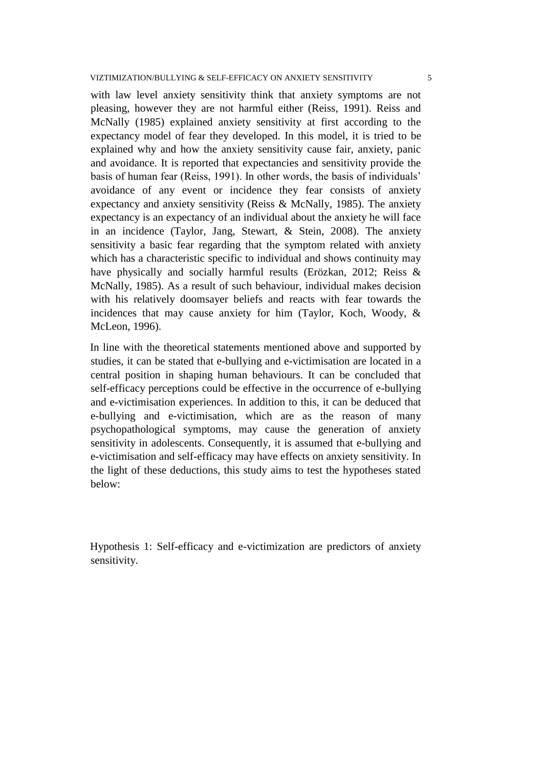with law level anxiety sensitivity think that anxiety symptoms are not pleasing, however they are not harmful either (Reiss, 1991). Reiss and McNally (1985) explained anxiety sensitivity at first according to the expectancy model of fear they developed. In this model, it is tried to be explained why and how the anxiety sensitivity cause fair, anxiety, panic and avoidance. It is reported that expectancies and sensitivity provide the basis of human fear (Reiss, 1991). In other words, the basis of individuals' avoidance of any event or incidence they fear consists of anxiety expectancy and anxiety sensitivity (Reiss & McNally, 1985). The anxiety expectancy is an expectancy of an individual about the anxiety he will face in an incidence (Taylor, Jang, Stewart, & Stein, 2008). The anxiety sensitivity a basic fear regarding that the symptom related with anxiety which has a characteristic specific to individual and shows continuity may have physically and socially harmful results (Erözkan, 2012; Reiss & McNally, 1985). As a result of such behaviour, individual makes decision with his relatively doomsayer beliefs and reacts with fear towards the incidences that may cause anxiety for him (Taylor, Koch, Woody, & McLeon, 1996).

In line with the theoretical statements mentioned above and supported by studies, it can be stated that e-bullying and e-victimisation are located in a central position in shaping human behaviours. It can be concluded that self-efficacy perceptions could be effective in the occurrence of e-bullying and e-victimisation experiences. In addition to this, it can be deduced that e-bullying and e-victimisation, which are as the reason of many psychopathological symptoms, may cause the generation of anxiety sensitivity in adolescents. Consequently, it is assumed that e-bullying and e-victimisation and self-efficacy may have effects on anxiety sensitivity. In the light of these deductions, this study aims to test the hypotheses stated below:

Hypothesis 1: Self-efficacy and e-victimization are predictors of anxiety sensitivity.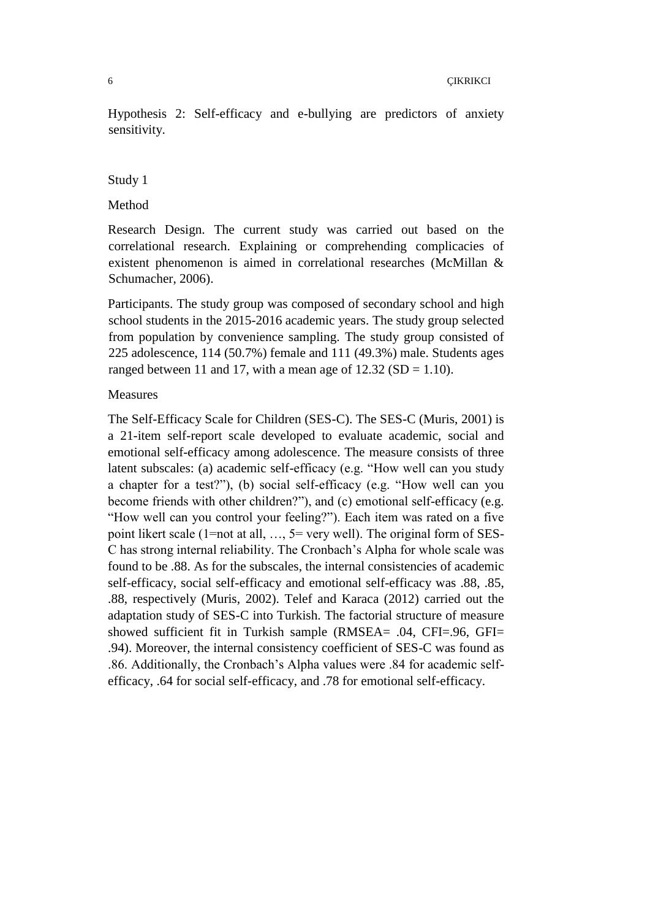Hypothesis 2: Self-efficacy and e-bullying are predictors of anxiety sensitivity.

## Study 1

### Method

Research Design. The current study was carried out based on the correlational research. Explaining or comprehending complicacies of existent phenomenon is aimed in correlational researches (McMillan & Schumacher, 2006).

Participants. The study group was composed of secondary school and high school students in the 2015-2016 academic years. The study group selected from population by convenience sampling. The study group consisted of 225 adolescence, 114 (50.7%) female and 111 (49.3%) male. Students ages ranged between 11 and 17, with a mean age of 12.32 (SD = 1.10).

### Measures

The Self-Efficacy Scale for Children (SES-C). The SES-C (Muris, 2001) is a 21-item self-report scale developed to evaluate academic, social and emotional self-efficacy among adolescence. The measure consists of three latent subscales: (a) academic self-efficacy (e.g. "How well can you study a chapter for a test?"), (b) social self-efficacy (e.g. "How well can you become friends with other children?"), and (c) emotional self-efficacy (e.g. "How well can you control your feeling?"). Each item was rated on a five point likert scale (1=not at all, …, 5= very well). The original form of SES-C has strong internal reliability. The Cronbach's Alpha for whole scale was found to be .88. As for the subscales, the internal consistencies of academic self-efficacy, social self-efficacy and emotional self-efficacy was .88, .85, .88, respectively (Muris, 2002). Telef and Karaca (2012) carried out the adaptation study of SES-C into Turkish. The factorial structure of measure showed sufficient fit in Turkish sample (RMSEA= .04, CFI=.96, GFI= .94). Moreover, the internal consistency coefficient of SES-C was found as .86. Additionally, the Cronbach's Alpha values were .84 for academic self-efficacy, .64 for social self-efficacy, and .78 for emotional self-efficacy.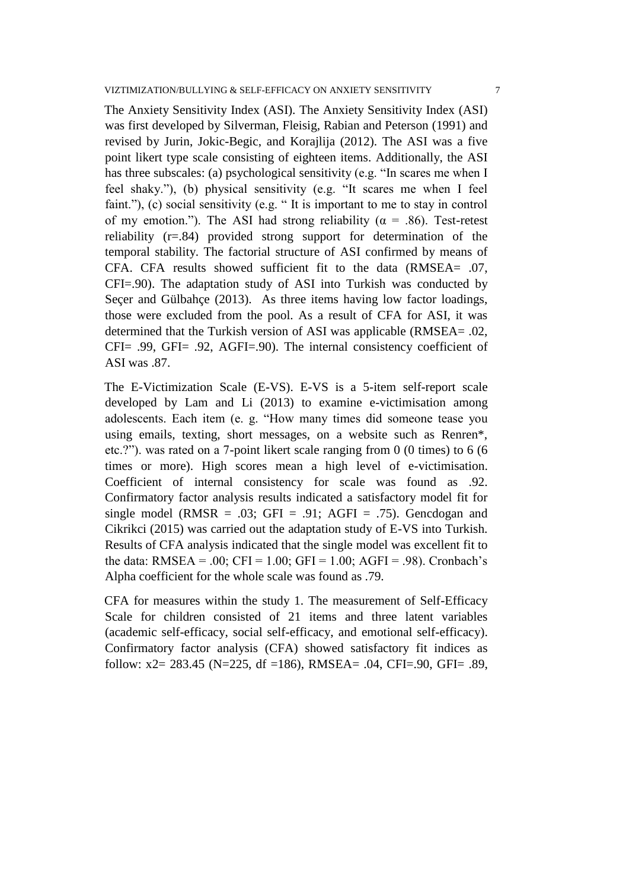The Anxiety Sensitivity Index (ASI). The Anxiety Sensitivity Index (ASI) was first developed by Silverman, Fleisig, Rabian and Peterson (1991) and revised by Jurin, Jokic-Begic, and Korajlija (2012). The ASI was a five point likert type scale consisting of eighteen items. Additionally, the ASI has three subscales: (a) psychological sensitivity (e.g. "In scares me when I feel shaky."), (b) physical sensitivity (e.g. "It scares me when I feel faint."), (c) social sensitivity (e.g. " It is important to me to stay in control of my emotion."). The ASI had strong reliability ($\alpha$ = .86). Test-retest reliability (r=.84) provided strong support for determination of the temporal stability. The factorial structure of ASI confirmed by means of CFA. CFA results showed sufficient fit to the data (RMSEA= .07, CFI=.90). The adaptation study of ASI into Turkish was conducted by Seçer and Gülbahçe (2013). As three items having low factor loadings, those were excluded from the pool. As a result of CFA for ASI, it was determined that the Turkish version of ASI was applicable (RMSEA= .02, CFI= .99, GFI= .92, AGFI=.90). The internal consistency coefficient of ASI was .87.

The E-Victimization Scale (E-VS). E-VS is a 5-item self-report scale developed by Lam and Li (2013) to examine e-victimisation among adolescents. Each item (e. g. "How many times did someone tease you using emails, texting, short messages, on a website such as Renren*, etc.?"). was rated on a 7-point likert scale ranging from 0 (0 times) to 6 (6 times or more). High scores mean a high level of e-victimisation. Coefficient of internal consistency for scale was found as .92. Confirmatory factor analysis results indicated a satisfactory model fit for single model (RMSR = .03; GFI = .91; AGFI = .75). Gencdogan and Cikrikci (2015) was carried out the adaptation study of E-VS into Turkish. Results of CFA analysis indicated that the single model was excellent fit to the data: RMSEA = .00; CFI = 1.00; GFI = 1.00; AGFI = .98). Cronbach's Alpha coefficient for the whole scale was found as .79.

CFA for measures within the study 1. The measurement of Self-Efficacy Scale for children consisted of 21 items and three latent variables (academic self-efficacy, social self-efficacy, and emotional self-efficacy). Confirmatory factor analysis (CFA) showed satisfactory fit indices as follow: $x2$= 283.45 (N=225, df =186), RMSEA= .04, CFI=.90, GFI= .89,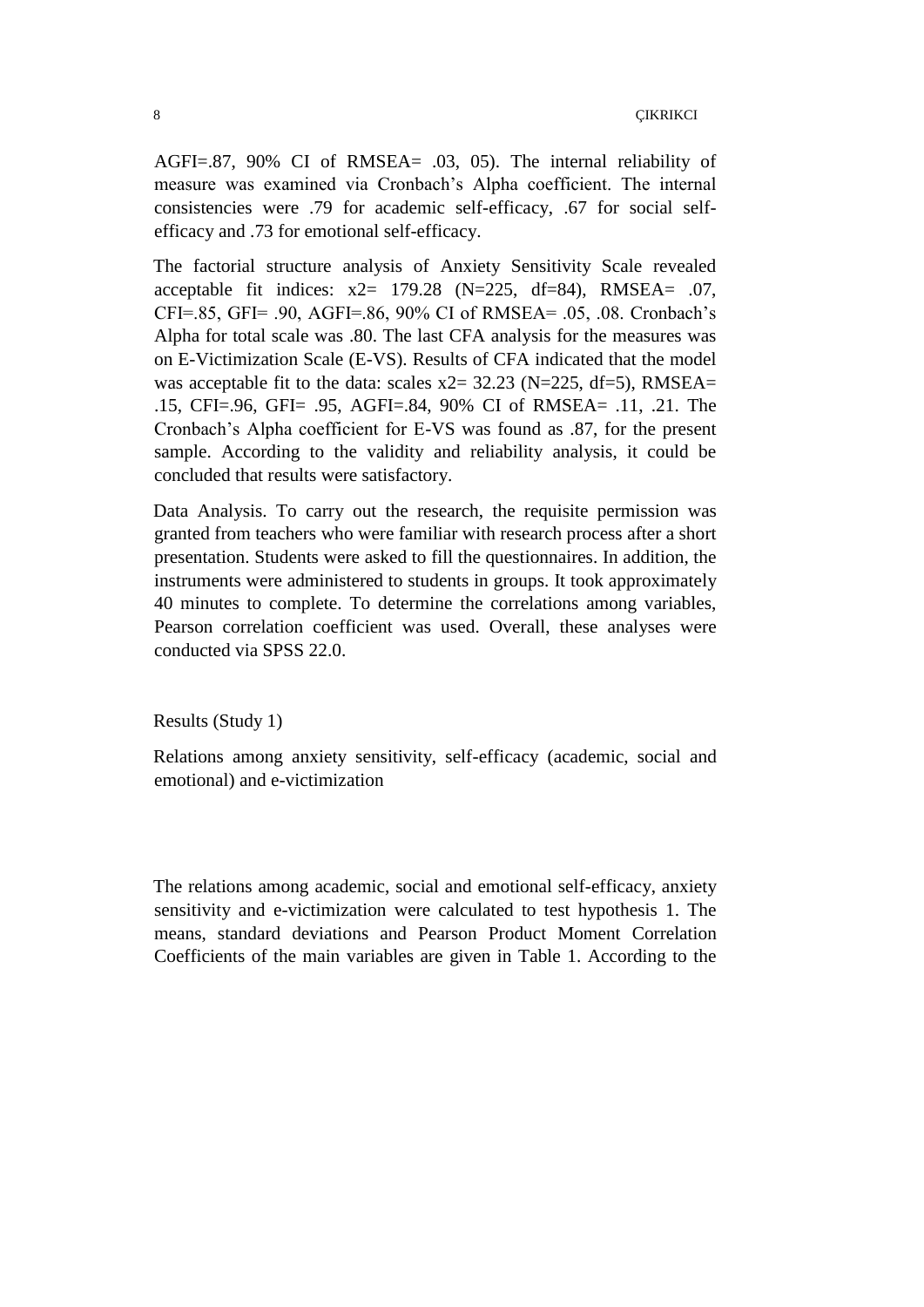AGFI=.87, 90% CI of RMSEA= .03, 05). The internal reliability of measure was examined via Cronbach's Alpha coefficient. The internal consistencies were .79 for academic self-efficacy, .67 for social self-efficacy and .73 for emotional self-efficacy.

The factorial structure analysis of Anxiety Sensitivity Scale revealed acceptable fit indices: $x2= 179.28$ (N=225, df=84), RMSEA= .07, CFI=.85, GFI= .90, AGFI=.86, 90% CI of RMSEA= .05, .08. Cronbach's Alpha for total scale was .80. The last CFA analysis for the measures was on E-Victimization Scale (E-VS). Results of CFA indicated that the model was acceptable fit to the data: scales $x2= 32.23$ (N=225, df=5), RMSEA= .15, CFI=.96, GFI= .95, AGFI=.84, 90% CI of RMSEA= .11, .21. The Cronbach's Alpha coefficient for E-VS was found as .87, for the present sample. According to the validity and reliability analysis, it could be concluded that results were satisfactory.

Data Analysis. To carry out the research, the requisite permission was granted from teachers who were familiar with research process after a short presentation. Students were asked to fill the questionnaires. In addition, the instruments were administered to students in groups. It took approximately 40 minutes to complete. To determine the correlations among variables, Pearson correlation coefficient was used. Overall, these analyses were conducted via SPSS 22.0.

## Results (Study 1)

### Relations among anxiety sensitivity, self-efficacy (academic, social and emotional) and e-victimization

The relations among academic, social and emotional self-efficacy, anxiety sensitivity and e-victimization were calculated to test hypothesis 1. The means, standard deviations and Pearson Product Moment Correlation Coefficients of the main variables are given in Table 1. According to the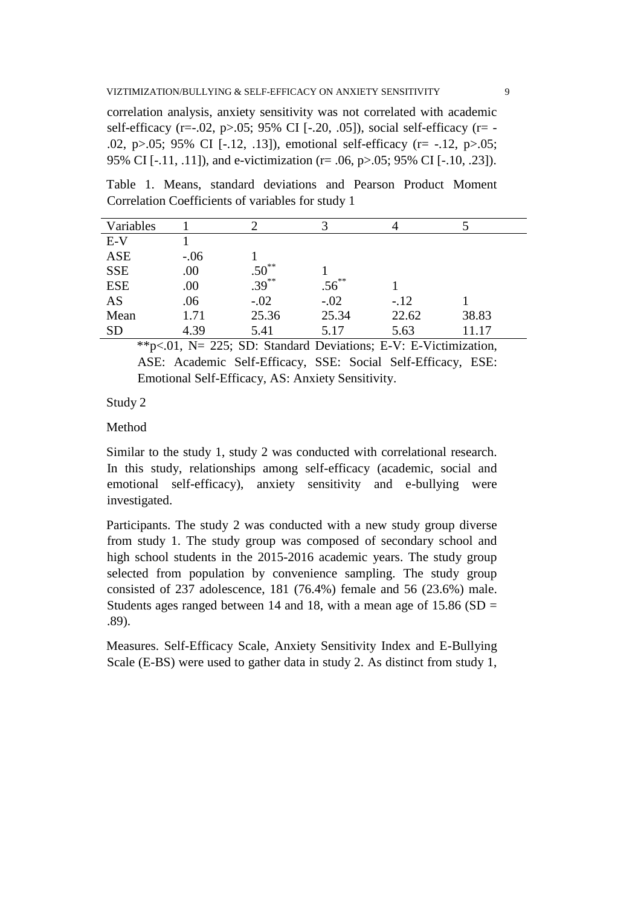correlation analysis, anxiety sensitivity was not correlated with academic self-efficacy ($r=-.02$, $p>.05$; 95% CI [-.20, .05]), social self-efficacy ($r= -.02$, $p>.05$; 95% CI [-.12, .13]), emotional self-efficacy ($r= -.12$, $p>.05$; 95% CI [-.11, .11]), and e-victimization ($r= .06$, $p>.05$; 95% CI [-.10, .23]).

Table 1. Means, standard deviations and Pearson Product Moment Correlation Coefficients of variables for study 1

| Variables | 1 | 2 | 3 | 4 | 5 |
|---|---|---|---|---|---|
| E-V | 1 | | | | |
| ASE | -.06 | 1 | | | |
| SSE | .00 | .50** | 1 | | |
| ESE | .00 | .39** | .56** | 1 | |
| AS | .06 | -.02 | -.02 | -.12 | 1 |
| Mean | 1.71 | 25.36 | 25.34 | 22.62 | 38.83 |
| SD | 4.39 | 5.41 | 5.17 | 5.63 | 11.17 |

**$p<.01$, N= 225; SD: Standard Deviations; E-V: E-Victimization, ASE: Academic Self-Efficacy, SSE: Social Self-Efficacy, ESE: Emotional Self-Efficacy, AS: Anxiety Sensitivity.

## Study 2

### Method

Similar to the study 1, study 2 was conducted with correlational research. In this study, relationships among self-efficacy (academic, social and emotional self-efficacy), anxiety sensitivity and e-bullying were investigated.

Participants. The study 2 was conducted with a new study group diverse from study 1. The study group was composed of secondary school and high school students in the 2015-2016 academic years. The study group selected from population by convenience sampling. The study group consisted of 237 adolescence, 181 (76.4%) female and 56 (23.6%) male. Students ages ranged between 14 and 18, with a mean age of 15.86 (SD = .89).

Measures. Self-Efficacy Scale, Anxiety Sensitivity Index and E-Bullying Scale (E-BS) were used to gather data in study 2. As distinct from study 1,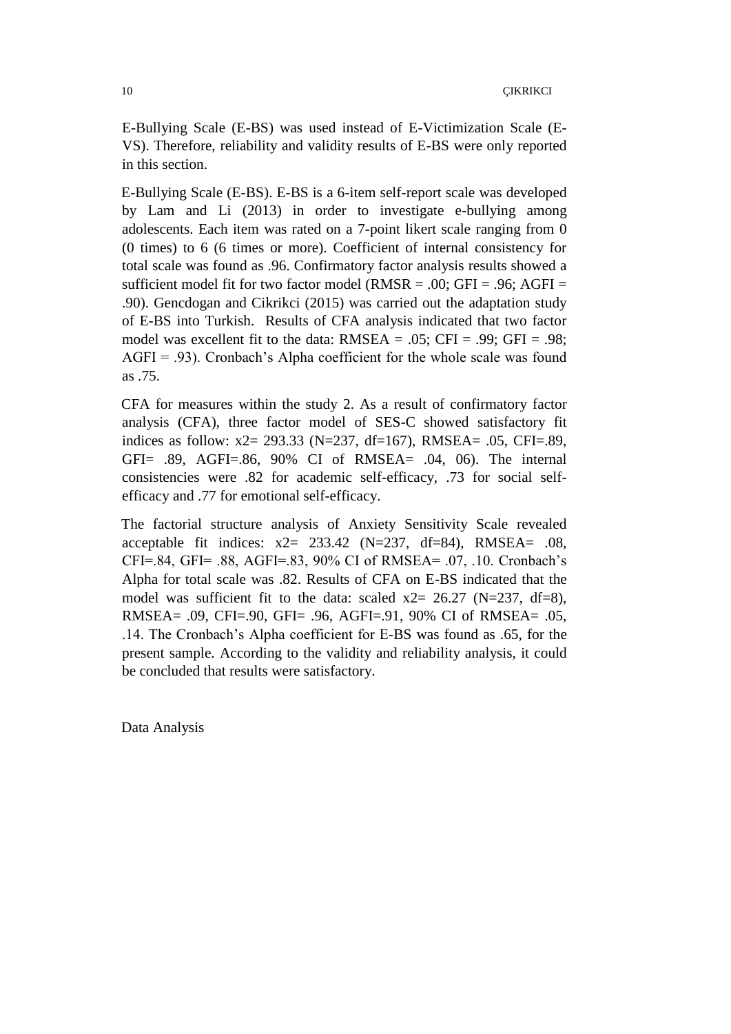E-Bullying Scale (E-BS) was used instead of E-Victimization Scale (E-VS). Therefore, reliability and validity results of E-BS were only reported in this section.

E-Bullying Scale (E-BS). E-BS is a 6-item self-report scale was developed by Lam and Li (2013) in order to investigate e-bullying among adolescents. Each item was rated on a 7-point likert scale ranging from 0 (0 times) to 6 (6 times or more). Coefficient of internal consistency for total scale was found as .96. Confirmatory factor analysis results showed a sufficient model fit for two factor model (RMSR = .00; GFI = .96; AGFI = .90). Gencdogan and Cikrikci (2015) was carried out the adaptation study of E-BS into Turkish. Results of CFA analysis indicated that two factor model was excellent fit to the data: RMSEA = .05; CFI = .99; GFI = .98; AGFI = .93). Cronbach's Alpha coefficient for the whole scale was found as .75.

CFA for measures within the study 2. As a result of confirmatory factor analysis (CFA), three factor model of SES-C showed satisfactory fit indices as follow: $x2$= 293.33 (N=237, df=167), RMSEA= .05, CFI=.89, GFI= .89, AGFI=.86, 90% CI of RMSEA= .04, 06). The internal consistencies were .82 for academic self-efficacy, .73 for social self-efficacy and .77 for emotional self-efficacy.

The factorial structure analysis of Anxiety Sensitivity Scale revealed acceptable fit indices: $x2$= 233.42 (N=237, df=84), RMSEA= .08, CFI=.84, GFI= .88, AGFI=.83, 90% CI of RMSEA= .07, .10. Cronbach's Alpha for total scale was .82. Results of CFA on E-BS indicated that the model was sufficient fit to the data: scaled $x2$= 26.27 (N=237, df=8), RMSEA= .09, CFI=.90, GFI= .96, AGFI=.91, 90% CI of RMSEA= .05, .14. The Cronbach's Alpha coefficient for E-BS was found as .65, for the present sample. According to the validity and reliability analysis, it could be concluded that results were satisfactory.

Data Analysis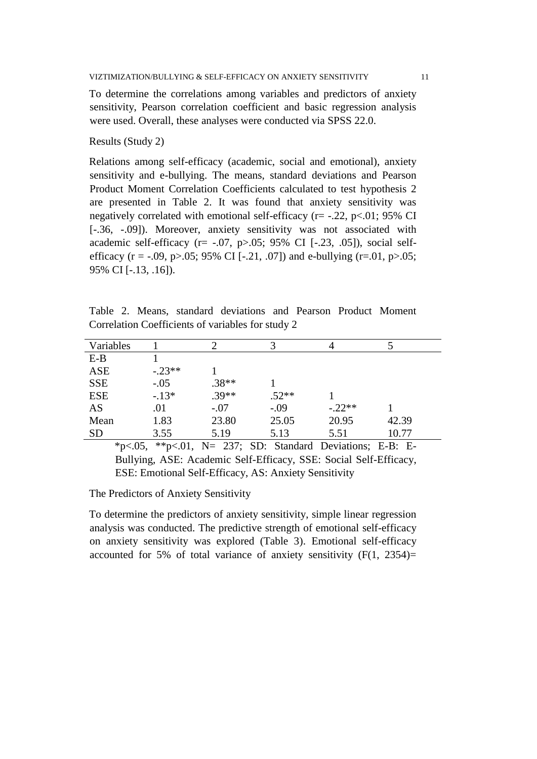To determine the correlations among variables and predictors of anxiety sensitivity, Pearson correlation coefficient and basic regression analysis were used. Overall, these analyses were conducted via SPSS 22.0.

## Results (Study 2)

Relations among self-efficacy (academic, social and emotional), anxiety sensitivity and e-bullying. The means, standard deviations and Pearson Product Moment Correlation Coefficients calculated to test hypothesis 2 are presented in Table 2. It was found that anxiety sensitivity was negatively correlated with emotional self-efficacy ($r = -.22$, $p < .01$; 95% CI [-.36, -.09]). Moreover, anxiety sensitivity was not associated with academic self-efficacy ($r = -.07$, $p > .05$; 95% CI [-.23, .05]), social self-efficacy ($r = -.09$, $p > .05$; 95% CI [-.21, .07]) and e-bullying ($r = .01$, $p > .05$; 95% CI [-.13, .16]).

Table 2. Means, standard deviations and Pearson Product Moment Correlation Coefficients of variables for study 2

| Variables | 1 | 2 | 3 | 4 | 5 |
|---|---|---|---|---|---|
| E-B | 1 | | | | |
| ASE | -.23** | 1 | | | |
| SSE | -.05 | .38** | 1 | | |
| ESE | -.13* | .39** | .52** | 1 | |
| AS | .01 | -.07 | -.09 | -.22** | 1 |
| Mean | 1.83 | 23.80 | 25.05 | 20.95 | 42.39 |
| SD | 3.55 | 5.19 | 5.13 | 5.51 | 10.77 |

*p<.05, **p<.01, N= 237; SD: Standard Deviations; E-B: E-Bullying, ASE: Academic Self-Efficacy, SSE: Social Self-Efficacy, ESE: Emotional Self-Efficacy, AS: Anxiety Sensitivity

## The Predictors of Anxiety Sensitivity

To determine the predictors of anxiety sensitivity, simple linear regression analysis was conducted. The predictive strength of emotional self-efficacy on anxiety sensitivity was explored (Table 3). Emotional self-efficacy accounted for 5% of total variance of anxiety sensitivity ($F(1, 2354)=$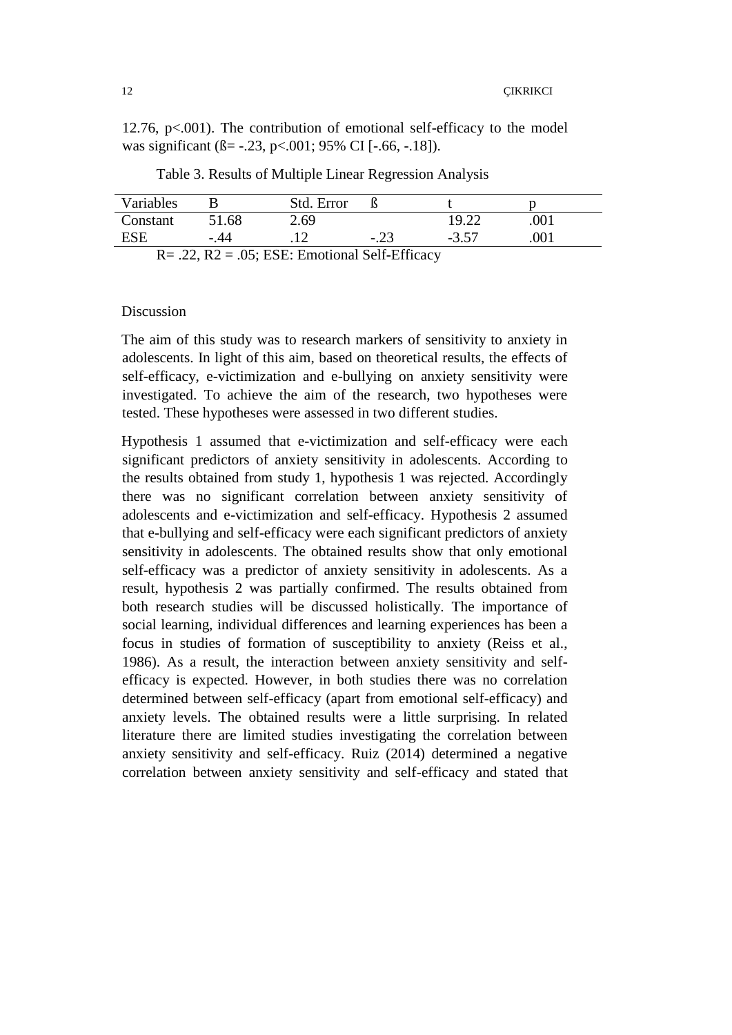12.76, $p<.001$). The contribution of emotional self-efficacy to the model was significant (ß= -.23, $p<.001$; 95% CI [-.66, -.18]).

Table 3. Results of Multiple Linear Regression Analysis

| Variables | B | Std. Error | ß | t | p |
|---|---|---|---|---|---|
| Constant | 51.68 | 2.69 | | 19.22 | .001 |
| ESE | -.44 | .12 | -.23 | -3.57 | .001 |

R= .22, $R^2$ = .05; ESE: Emotional Self-Efficacy

## Discussion

The aim of this study was to research markers of sensitivity to anxiety in adolescents. In light of this aim, based on theoretical results, the effects of self-efficacy, e-victimization and e-bullying on anxiety sensitivity were investigated. To achieve the aim of the research, two hypotheses were tested. These hypotheses were assessed in two different studies.

Hypothesis 1 assumed that e-victimization and self-efficacy were each significant predictors of anxiety sensitivity in adolescents. According to the results obtained from study 1, hypothesis 1 was rejected. Accordingly there was no significant correlation between anxiety sensitivity of adolescents and e-victimization and self-efficacy. Hypothesis 2 assumed that e-bullying and self-efficacy were each significant predictors of anxiety sensitivity in adolescents. The obtained results show that only emotional self-efficacy was a predictor of anxiety sensitivity in adolescents. As a result, hypothesis 2 was partially confirmed. The results obtained from both research studies will be discussed holistically. The importance of social learning, individual differences and learning experiences has been a focus in studies of formation of susceptibility to anxiety (Reiss et al., 1986). As a result, the interaction between anxiety sensitivity and self-efficacy is expected. However, in both studies there was no correlation determined between self-efficacy (apart from emotional self-efficacy) and anxiety levels. The obtained results were a little surprising. In related literature there are limited studies investigating the correlation between anxiety sensitivity and self-efficacy. Ruiz (2014) determined a negative correlation between anxiety sensitivity and self-efficacy and stated that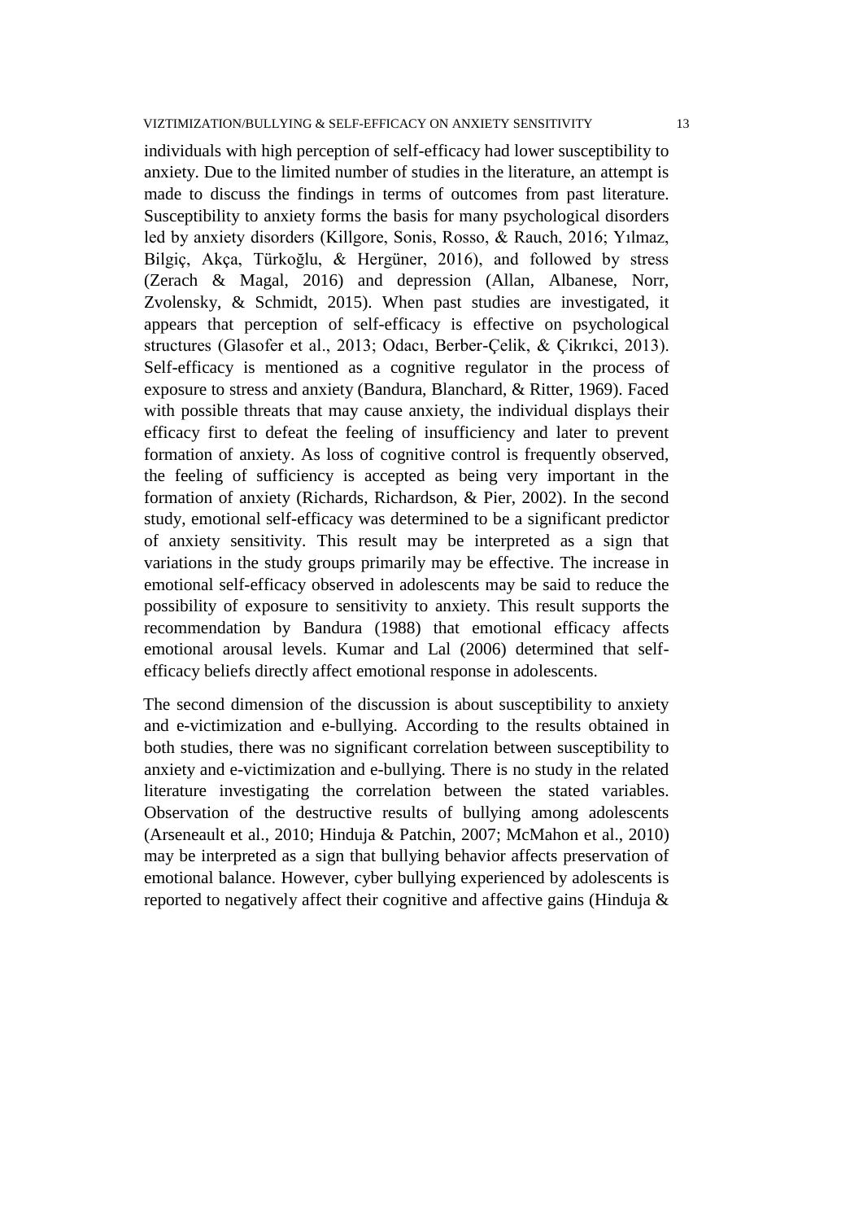individuals with high perception of self-efficacy had lower susceptibility to anxiety. Due to the limited number of studies in the literature, an attempt is made to discuss the findings in terms of outcomes from past literature. Susceptibility to anxiety forms the basis for many psychological disorders led by anxiety disorders (Killgore, Sonis, Rosso, & Rauch, 2016; Yılmaz, Bilgiç, Akça, Türkoğlu, & Hergüner, 2016), and followed by stress (Zerach & Magal, 2016) and depression (Allan, Albanese, Norr, Zvolensky, & Schmidt, 2015). When past studies are investigated, it appears that perception of self-efficacy is effective on psychological structures (Glasofer et al., 2013; Odacı, Berber-Çelik, & Çikrıkci, 2013). Self-efficacy is mentioned as a cognitive regulator in the process of exposure to stress and anxiety (Bandura, Blanchard, & Ritter, 1969). Faced with possible threats that may cause anxiety, the individual displays their efficacy first to defeat the feeling of insufficiency and later to prevent formation of anxiety. As loss of cognitive control is frequently observed, the feeling of sufficiency is accepted as being very important in the formation of anxiety (Richards, Richardson, & Pier, 2002). In the second study, emotional self-efficacy was determined to be a significant predictor of anxiety sensitivity. This result may be interpreted as a sign that variations in the study groups primarily may be effective. The increase in emotional self-efficacy observed in adolescents may be said to reduce the possibility of exposure to sensitivity to anxiety. This result supports the recommendation by Bandura (1988) that emotional efficacy affects emotional arousal levels. Kumar and Lal (2006) determined that self-efficacy beliefs directly affect emotional response in adolescents.

The second dimension of the discussion is about susceptibility to anxiety and e-victimization and e-bullying. According to the results obtained in both studies, there was no significant correlation between susceptibility to anxiety and e-victimization and e-bullying. There is no study in the related literature investigating the correlation between the stated variables. Observation of the destructive results of bullying among adolescents (Arseneault et al., 2010; Hinduja & Patchin, 2007; McMahon et al., 2010) may be interpreted as a sign that bullying behavior affects preservation of emotional balance. However, cyber bullying experienced by adolescents is reported to negatively affect their cognitive and affective gains (Hinduja &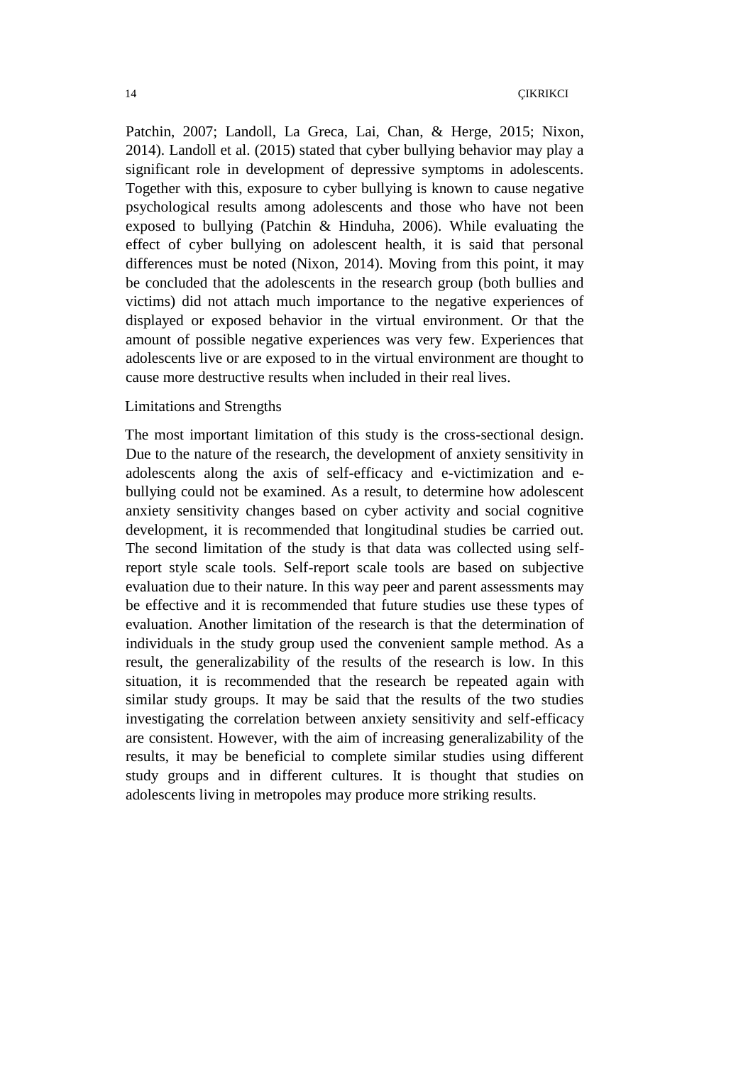Patchin, 2007; Landoll, La Greca, Lai, Chan, & Herge, 2015; Nixon, 2014). Landoll et al. (2015) stated that cyber bullying behavior may play a significant role in development of depressive symptoms in adolescents. Together with this, exposure to cyber bullying is known to cause negative psychological results among adolescents and those who have not been exposed to bullying (Patchin & Hinduha, 2006). While evaluating the effect of cyber bullying on adolescent health, it is said that personal differences must be noted (Nixon, 2014). Moving from this point, it may be concluded that the adolescents in the research group (both bullies and victims) did not attach much importance to the negative experiences of displayed or exposed behavior in the virtual environment. Or that the amount of possible negative experiences was very few. Experiences that adolescents live or are exposed to in the virtual environment are thought to cause more destructive results when included in their real lives.

## Limitations and Strengths

The most important limitation of this study is the cross-sectional design. Due to the nature of the research, the development of anxiety sensitivity in adolescents along the axis of self-efficacy and e-victimization and e-bullying could not be examined. As a result, to determine how adolescent anxiety sensitivity changes based on cyber activity and social cognitive development, it is recommended that longitudinal studies be carried out. The second limitation of the study is that data was collected using self-report style scale tools. Self-report scale tools are based on subjective evaluation due to their nature. In this way peer and parent assessments may be effective and it is recommended that future studies use these types of evaluation. Another limitation of the research is that the determination of individuals in the study group used the convenient sample method. As a result, the generalizability of the results of the research is low. In this situation, it is recommended that the research be repeated again with similar study groups. It may be said that the results of the two studies investigating the correlation between anxiety sensitivity and self-efficacy are consistent. However, with the aim of increasing generalizability of the results, it may be beneficial to complete similar studies using different study groups and in different cultures. It is thought that studies on adolescents living in metropoles may produce more striking results.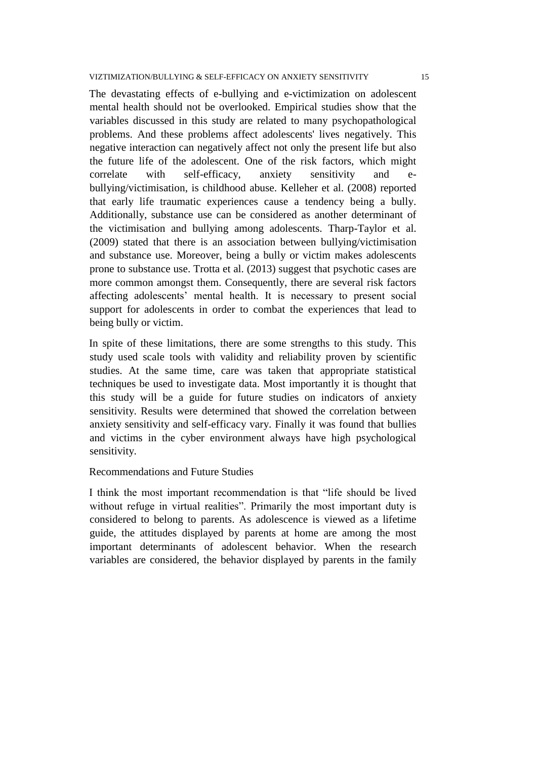The devastating effects of e-bullying and e-victimization on adolescent mental health should not be overlooked. Empirical studies show that the variables discussed in this study are related to many psychopathological problems. And these problems affect adolescents' lives negatively. This negative interaction can negatively affect not only the present life but also the future life of the adolescent. One of the risk factors, which might correlate with self-efficacy, anxiety sensitivity and e-bullying/victimisation, is childhood abuse. Kelleher et al. (2008) reported that early life traumatic experiences cause a tendency being a bully. Additionally, substance use can be considered as another determinant of the victimisation and bullying among adolescents. Tharp-Taylor et al. (2009) stated that there is an association between bullying/victimisation and substance use. Moreover, being a bully or victim makes adolescents prone to substance use. Trotta et al. (2013) suggest that psychotic cases are more common amongst them. Consequently, there are several risk factors affecting adolescents' mental health. It is necessary to present social support for adolescents in order to combat the experiences that lead to being bully or victim.

In spite of these limitations, there are some strengths to this study. This study used scale tools with validity and reliability proven by scientific studies. At the same time, care was taken that appropriate statistical techniques be used to investigate data. Most importantly it is thought that this study will be a guide for future studies on indicators of anxiety sensitivity. Results were determined that showed the correlation between anxiety sensitivity and self-efficacy vary. Finally it was found that bullies and victims in the cyber environment always have high psychological sensitivity.

## Recommendations and Future Studies

I think the most important recommendation is that "life should be lived without refuge in virtual realities". Primarily the most important duty is considered to belong to parents. As adolescence is viewed as a lifetime guide, the attitudes displayed by parents at home are among the most important determinants of adolescent behavior. When the research variables are considered, the behavior displayed by parents in the family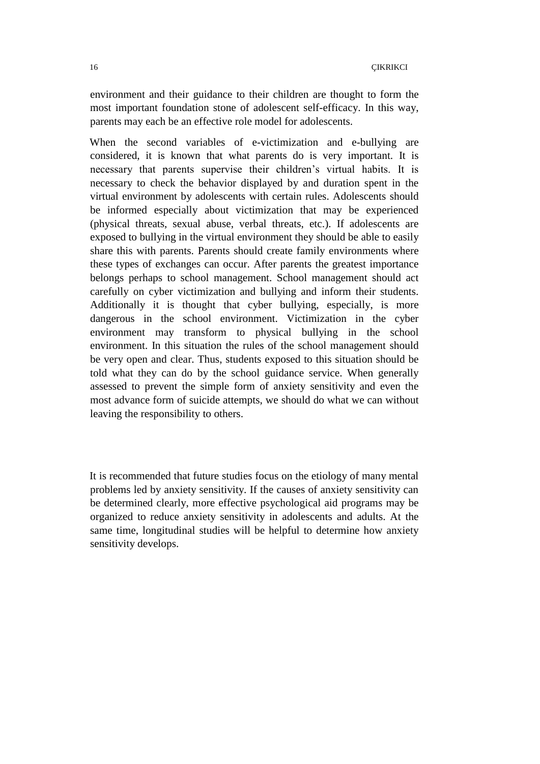environment and their guidance to their children are thought to form the most important foundation stone of adolescent self-efficacy. In this way, parents may each be an effective role model for adolescents.

When the second variables of e-victimization and e-bullying are considered, it is known that what parents do is very important. It is necessary that parents supervise their children's virtual habits. It is necessary to check the behavior displayed by and duration spent in the virtual environment by adolescents with certain rules. Adolescents should be informed especially about victimization that may be experienced (physical threats, sexual abuse, verbal threats, etc.). If adolescents are exposed to bullying in the virtual environment they should be able to easily share this with parents. Parents should create family environments where these types of exchanges can occur. After parents the greatest importance belongs perhaps to school management. School management should act carefully on cyber victimization and bullying and inform their students. Additionally it is thought that cyber bullying, especially, is more dangerous in the school environment. Victimization in the cyber environment may transform to physical bullying in the school environment. In this situation the rules of the school management should be very open and clear. Thus, students exposed to this situation should be told what they can do by the school guidance service. When generally assessed to prevent the simple form of anxiety sensitivity and even the most advance form of suicide attempts, we should do what we can without leaving the responsibility to others.

It is recommended that future studies focus on the etiology of many mental problems led by anxiety sensitivity. If the causes of anxiety sensitivity can be determined clearly, more effective psychological aid programs may be organized to reduce anxiety sensitivity in adolescents and adults. At the same time, longitudinal studies will be helpful to determine how anxiety sensitivity develops.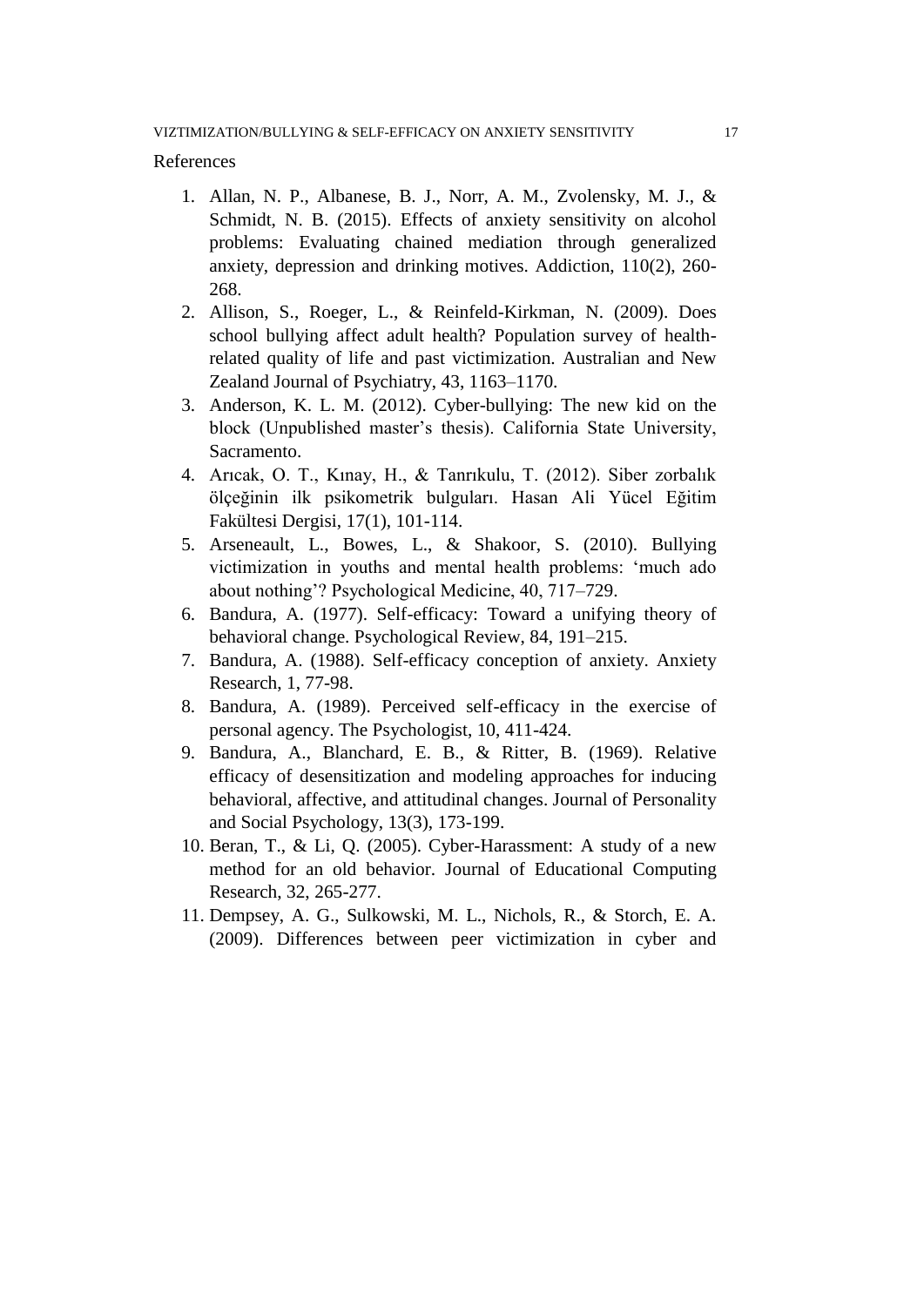References

1. Allan, N. P., Albanese, B. J., Norr, A. M., Zvolensky, M. J., & Schmidt, N. B. (2015). Effects of anxiety sensitivity on alcohol problems: Evaluating chained mediation through generalized anxiety, depression and drinking motives. Addiction, 110(2), 260-268.
2. Allison, S., Roeger, L., & Reinfeld-Kirkman, N. (2009). Does school bullying affect adult health? Population survey of health-related quality of life and past victimization. Australian and New Zealand Journal of Psychiatry, 43, 1163–1170.
3. Anderson, K. L. M. (2012). Cyber-bullying: The new kid on the block (Unpublished master's thesis). California State University, Sacramento.
4. Arıcak, O. T., Kınay, H., & Tanrıkulu, T. (2012). Siber zorbalık ölçeğinin ilk psikometrik bulguları. Hasan Ali Yücel Eğitim Fakültesi Dergisi, 17(1), 101-114.
5. Arseneault, L., Bowes, L., & Shakoor, S. (2010). Bullying victimization in youths and mental health problems: 'much ado about nothing'? Psychological Medicine, 40, 717–729.
6. Bandura, A. (1977). Self-efficacy: Toward a unifying theory of behavioral change. Psychological Review, 84, 191–215.
7. Bandura, A. (1988). Self-efficacy conception of anxiety. Anxiety Research, 1, 77-98.
8. Bandura, A. (1989). Perceived self-efficacy in the exercise of personal agency. The Psychologist, 10, 411-424.
9. Bandura, A., Blanchard, E. B., & Ritter, B. (1969). Relative efficacy of desensitization and modeling approaches for inducing behavioral, affective, and attitudinal changes. Journal of Personality and Social Psychology, 13(3), 173-199.
10. Beran, T., & Li, Q. (2005). Cyber-Harassment: A study of a new method for an old behavior. Journal of Educational Computing Research, 32, 265-277.
11. Dempsey, A. G., Sulkowski, M. L., Nichols, R., & Storch, E. A. (2009). Differences between peer victimization in cyber and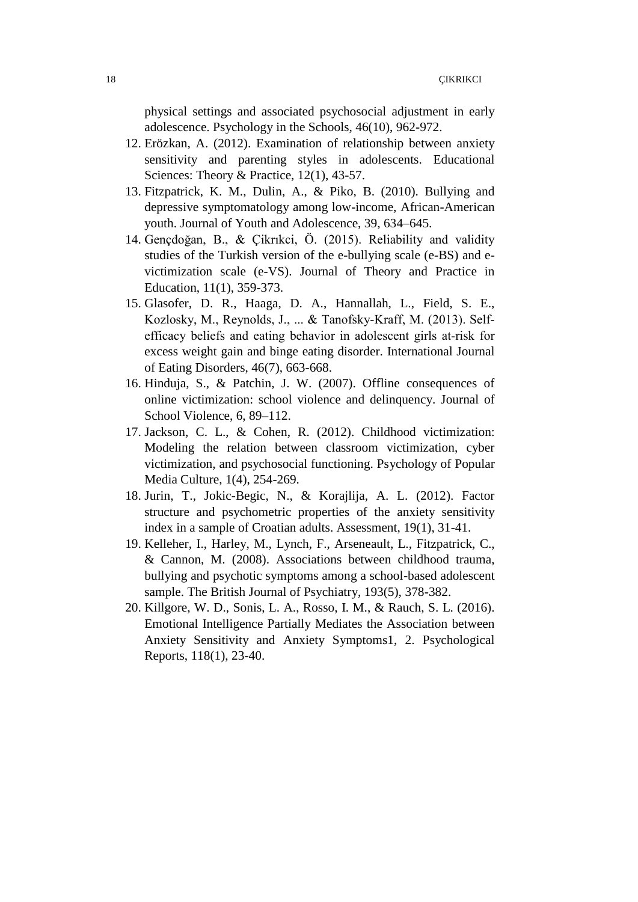physical settings and associated psychosocial adjustment in early adolescence. Psychology in the Schools, 46(10), 962-972.

12. Erözkan, A. (2012). Examination of relationship between anxiety sensitivity and parenting styles in adolescents. Educational Sciences: Theory & Practice, 12(1), 43-57.
13. Fitzpatrick, K. M., Dulin, A., & Piko, B. (2010). Bullying and depressive symptomatology among low-income, African-American youth. Journal of Youth and Adolescence, 39, 634–645.
14. Gençdoğan, B., & Çikrıkci, Ö. (2015). Reliability and validity studies of the Turkish version of the e-bullying scale (e-BS) and e-victimization scale (e-VS). Journal of Theory and Practice in Education, 11(1), 359-373.
15. Glasofer, D. R., Haaga, D. A., Hannallah, L., Field, S. E., Kozlosky, M., Reynolds, J., ... & Tanofsky-Kraff, M. (2013). Self-efficacy beliefs and eating behavior in adolescent girls at-risk for excess weight gain and binge eating disorder. International Journal of Eating Disorders, 46(7), 663-668.
16. Hinduja, S., & Patchin, J. W. (2007). Offline consequences of online victimization: school violence and delinquency. Journal of School Violence, 6, 89–112.
17. Jackson, C. L., & Cohen, R. (2012). Childhood victimization: Modeling the relation between classroom victimization, cyber victimization, and psychosocial functioning. Psychology of Popular Media Culture, 1(4), 254-269.
18. Jurin, T., Jokic-Begic, N., & Korajlija, A. L. (2012). Factor structure and psychometric properties of the anxiety sensitivity index in a sample of Croatian adults. Assessment, 19(1), 31-41.
19. Kelleher, I., Harley, M., Lynch, F., Arseneault, L., Fitzpatrick, C., & Cannon, M. (2008). Associations between childhood trauma, bullying and psychotic symptoms among a school-based adolescent sample. The British Journal of Psychiatry, 193(5), 378-382.
20. Killgore, W. D., Sonis, L. A., Rosso, I. M., & Rauch, S. L. (2016). Emotional Intelligence Partially Mediates the Association between Anxiety Sensitivity and Anxiety Symptoms1, 2. Psychological Reports, 118(1), 23-40.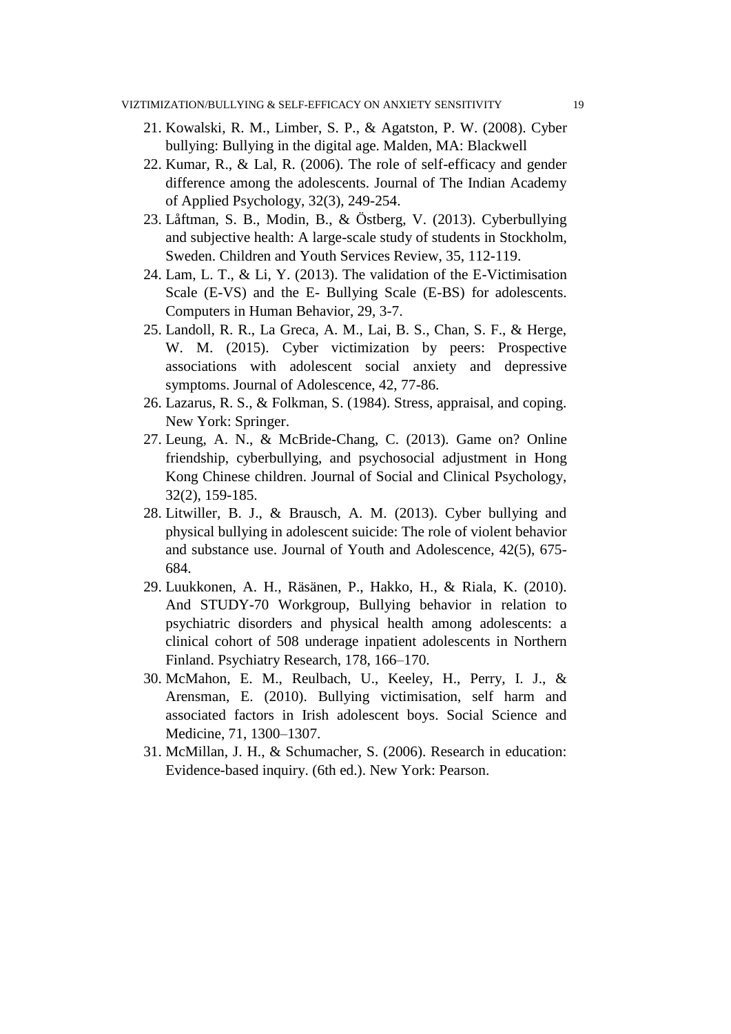21. Kowalski, R. M., Limber, S. P., & Agatston, P. W. (2008). Cyber bullying: Bullying in the digital age. Malden, MA: Blackwell
22. Kumar, R., & Lal, R. (2006). The role of self-efficacy and gender difference among the adolescents. Journal of The Indian Academy of Applied Psychology, 32(3), 249-254.
23. Låftman, S. B., Modin, B., & Östberg, V. (2013). Cyberbullying and subjective health: A large-scale study of students in Stockholm, Sweden. Children and Youth Services Review, 35, 112-119.
24. Lam, L. T., & Li, Y. (2013). The validation of the E-Victimisation Scale (E-VS) and the E- Bullying Scale (E-BS) for adolescents. Computers in Human Behavior, 29, 3-7.
25. Landoll, R. R., La Greca, A. M., Lai, B. S., Chan, S. F., & Herge, W. M. (2015). Cyber victimization by peers: Prospective associations with adolescent social anxiety and depressive symptoms. Journal of Adolescence, 42, 77-86.
26. Lazarus, R. S., & Folkman, S. (1984). Stress, appraisal, and coping. New York: Springer.
27. Leung, A. N., & McBride-Chang, C. (2013). Game on? Online friendship, cyberbullying, and psychosocial adjustment in Hong Kong Chinese children. Journal of Social and Clinical Psychology, 32(2), 159-185.
28. Litwiller, B. J., & Brausch, A. M. (2013). Cyber bullying and physical bullying in adolescent suicide: The role of violent behavior and substance use. Journal of Youth and Adolescence, 42(5), 675-684.
29. Luukkonen, A. H., Räsänen, P., Hakko, H., & Riala, K. (2010). And STUDY-70 Workgroup, Bullying behavior in relation to psychiatric disorders and physical health among adolescents: a clinical cohort of 508 underage inpatient adolescents in Northern Finland. Psychiatry Research, 178, 166–170.
30. McMahon, E. M., Reulbach, U., Keeley, H., Perry, I. J., & Arensman, E. (2010). Bullying victimisation, self harm and associated factors in Irish adolescent boys. Social Science and Medicine, 71, 1300–1307.
31. McMillan, J. H., & Schumacher, S. (2006). Research in education: Evidence-based inquiry. (6th ed.). New York: Pearson.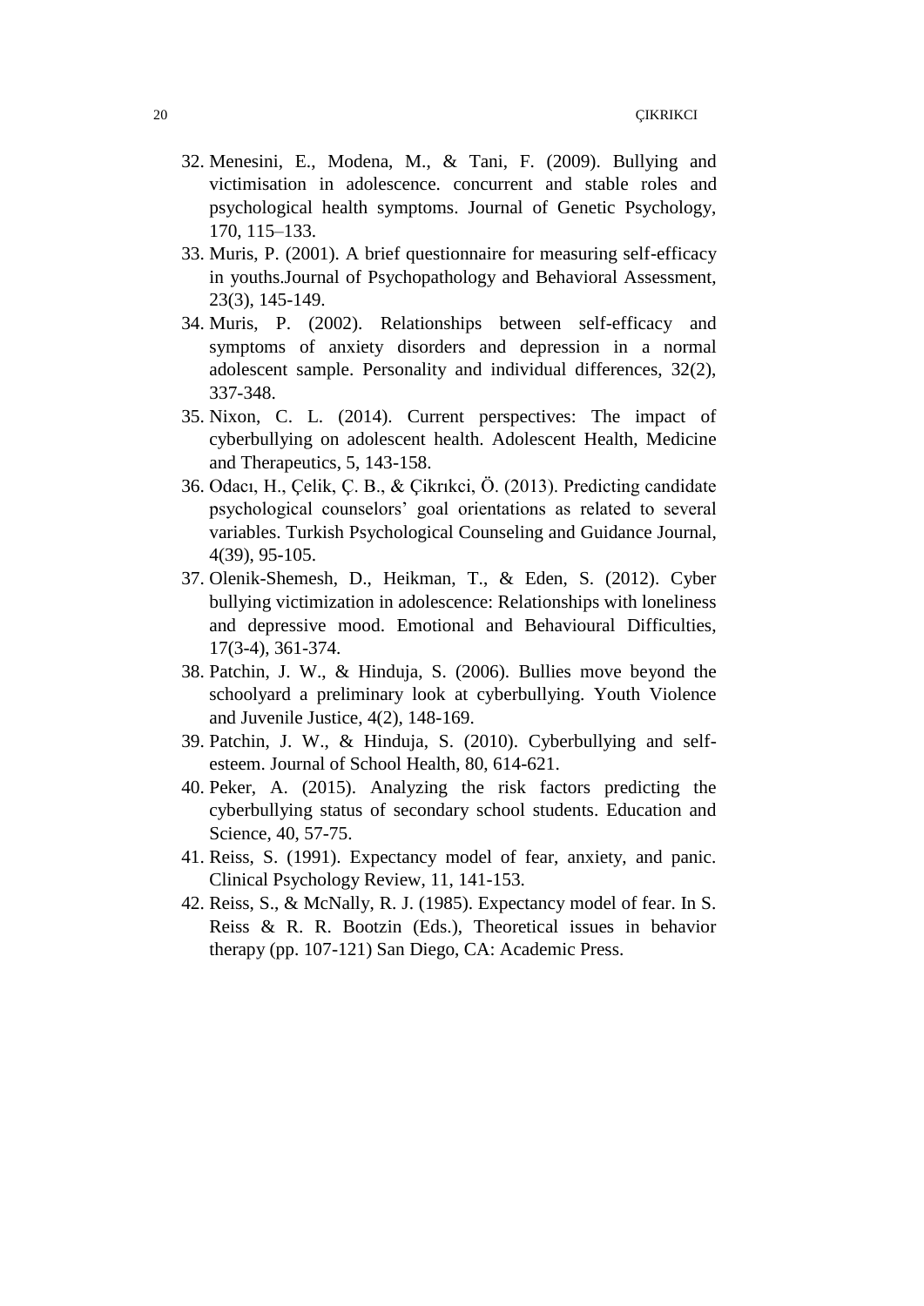32. Menesini, E., Modena, M., & Tani, F. (2009). Bullying and victimisation in adolescence. concurrent and stable roles and psychological health symptoms. Journal of Genetic Psychology, 170, 115–133.
33. Muris, P. (2001). A brief questionnaire for measuring self-efficacy in youths.Journal of Psychopathology and Behavioral Assessment, 23(3), 145-149.
34. Muris, P. (2002). Relationships between self-efficacy and symptoms of anxiety disorders and depression in a normal adolescent sample. Personality and individual differences, 32(2), 337-348.
35. Nixon, C. L. (2014). Current perspectives: The impact of cyberbullying on adolescent health. Adolescent Health, Medicine and Therapeutics, 5, 143-158.
36. Odacı, H., Çelik, Ç. B., & Çikrıkci, Ö. (2013). Predicting candidate psychological counselors' goal orientations as related to several variables. Turkish Psychological Counseling and Guidance Journal, 4(39), 95-105.
37. Olenik-Shemesh, D., Heikman, T., & Eden, S. (2012). Cyber bullying victimization in adolescence: Relationships with loneliness and depressive mood. Emotional and Behavioural Difficulties, 17(3-4), 361-374.
38. Patchin, J. W., & Hinduja, S. (2006). Bullies move beyond the schoolyard a preliminary look at cyberbullying. Youth Violence and Juvenile Justice, 4(2), 148-169.
39. Patchin, J. W., & Hinduja, S. (2010). Cyberbullying and self-esteem. Journal of School Health, 80, 614-621.
40. Peker, A. (2015). Analyzing the risk factors predicting the cyberbullying status of secondary school students. Education and Science, 40, 57-75.
41. Reiss, S. (1991). Expectancy model of fear, anxiety, and panic. Clinical Psychology Review, 11, 141-153.
42. Reiss, S., & McNally, R. J. (1985). Expectancy model of fear. In S. Reiss & R. R. Bootzin (Eds.), Theoretical issues in behavior therapy (pp. 107-121) San Diego, CA: Academic Press.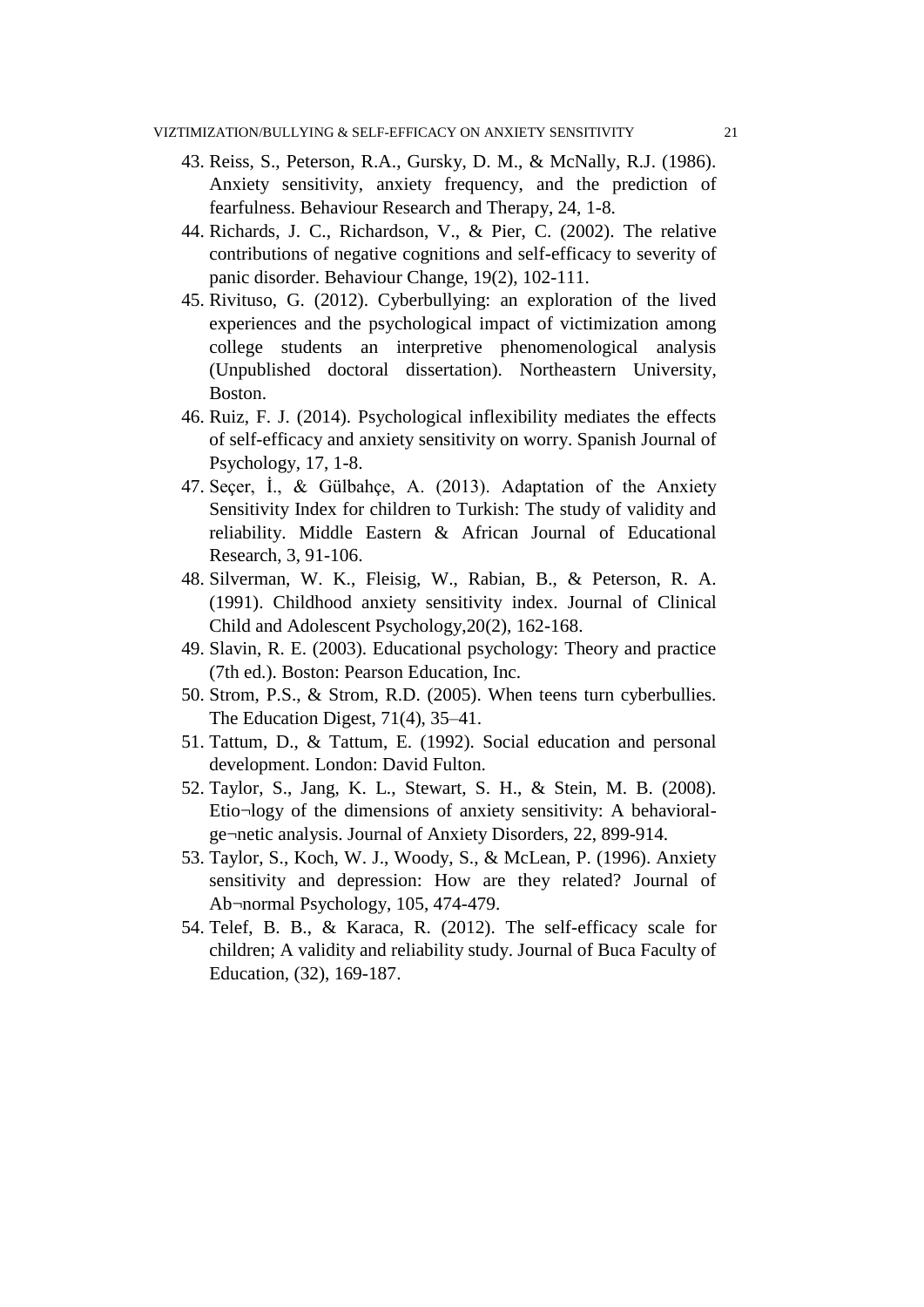43. Reiss, S., Peterson, R.A., Gursky, D. M., & McNally, R.J. (1986). Anxiety sensitivity, anxiety frequency, and the prediction of fearfulness. Behaviour Research and Therapy, 24, 1-8.
44. Richards, J. C., Richardson, V., & Pier, C. (2002). The relative contributions of negative cognitions and self-efficacy to severity of panic disorder. Behaviour Change, 19(2), 102-111.
45. Rivituso, G. (2012). Cyberbullying: an exploration of the lived experiences and the psychological impact of victimization among college students an interpretive phenomenological analysis (Unpublished doctoral dissertation). Northeastern University, Boston.
46. Ruiz, F. J. (2014). Psychological inflexibility mediates the effects of self-efficacy and anxiety sensitivity on worry. Spanish Journal of Psychology, 17, 1-8.
47. Seçer, İ., & Gülbahçe, A. (2013). Adaptation of the Anxiety Sensitivity Index for children to Turkish: The study of validity and reliability. Middle Eastern & African Journal of Educational Research, 3, 91-106.
48. Silverman, W. K., Fleisig, W., Rabian, B., & Peterson, R. A. (1991). Childhood anxiety sensitivity index. Journal of Clinical Child and Adolescent Psychology,20(2), 162-168.
49. Slavin, R. E. (2003). Educational psychology: Theory and practice (7th ed.). Boston: Pearson Education, Inc.
50. Strom, P.S., & Strom, R.D. (2005). When teens turn cyberbullies. The Education Digest, 71(4), 35–41.
51. Tattum, D., & Tattum, E. (1992). Social education and personal development. London: David Fulton.
52. Taylor, S., Jang, K. L., Stewart, S. H., & Stein, M. B. (2008). Etio¬logy of the dimensions of anxiety sensitivity: A behavioral-ge¬netic analysis. Journal of Anxiety Disorders, 22, 899-914.
53. Taylor, S., Koch, W. J., Woody, S., & McLean, P. (1996). Anxiety sensitivity and depression: How are they related? Journal of Ab¬normal Psychology, 105, 474-479.
54. Telef, B. B., & Karaca, R. (2012). The self-efficacy scale for children; A validity and reliability study. Journal of Buca Faculty of Education, (32), 169-187.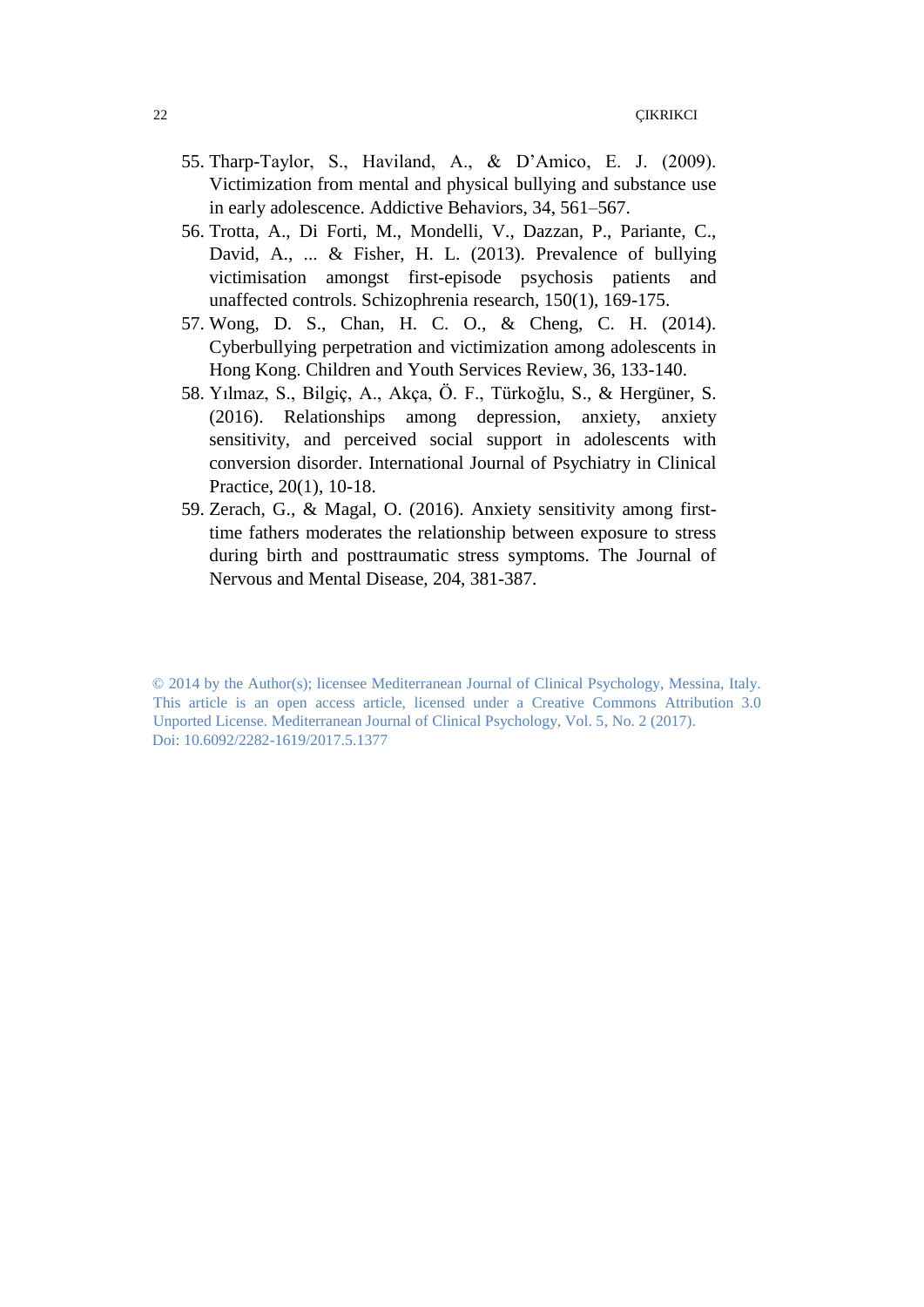55. Tharp-Taylor, S., Haviland, A., & D'Amico, E. J. (2009). Victimization from mental and physical bullying and substance use in early adolescence. Addictive Behaviors, 34, 561–567.
56. Trotta, A., Di Forti, M., Mondelli, V., Dazzan, P., Pariante, C., David, A., ... & Fisher, H. L. (2013). Prevalence of bullying victimisation amongst first-episode psychosis patients and unaffected controls. Schizophrenia research, 150(1), 169-175.
57. Wong, D. S., Chan, H. C. O., & Cheng, C. H. (2014). Cyberbullying perpetration and victimization among adolescents in Hong Kong. Children and Youth Services Review, 36, 133-140.
58. Yılmaz, S., Bilgiç, A., Akça, Ö. F., Türkoğlu, S., & Hergüner, S. (2016). Relationships among depression, anxiety, anxiety sensitivity, and perceived social support in adolescents with conversion disorder. International Journal of Psychiatry in Clinical Practice, 20(1), 10-18.
59. Zerach, G., & Magal, O. (2016). Anxiety sensitivity among first-time fathers moderates the relationship between exposure to stress during birth and posttraumatic stress symptoms. The Journal of Nervous and Mental Disease, 204, 381-387.

© 2014 by the Author(s); licensee Mediterranean Journal of Clinical Psychology, Messina, Italy. This article is an open access article, licensed under a Creative Commons Attribution 3.0 Unported License. Mediterranean Journal of Clinical Psychology, Vol. 5, No. 2 (2017).
Doi: 10.6092/2282-1619/2017.5.1377